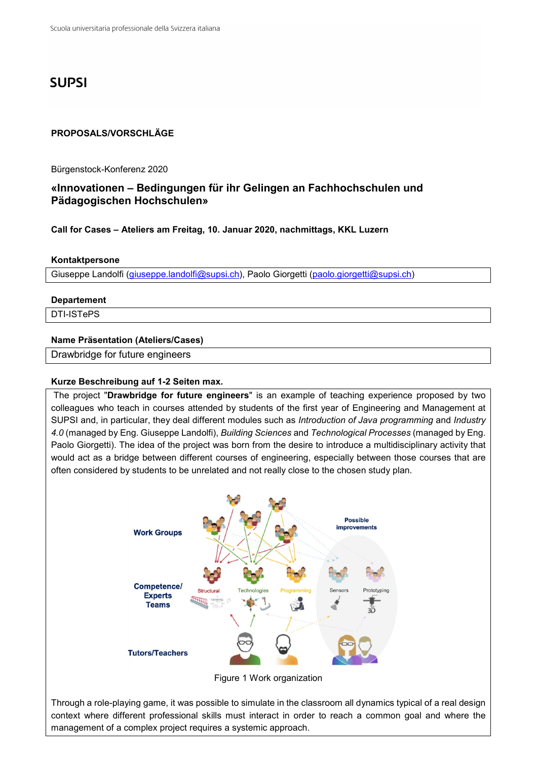Scuola universitaria professionale della Svizzera italiana

**SUPSI**

**PROPOSALS/VORSCHLÄGE**

Bürgenstock-Konferenz 2020

## «Innovationen – Bedingungen für ihr Gelingen an Fachhochschulen und Pädagogischen Hochschulen»

**Call for Cases – Ateliers am Freitag, 10. Januar 2020, nachmittags, KKL Luzern**

**Kontaktpersone**

Giuseppe Landolfi (giuseppe.landolfi@supsi.ch), Paolo Giorgetti (paolo.giorgetti@supsi.ch)

**Departement**

DTI-ISTePS

**Name Präsentation (Ateliers/Cases)**

Drawbridge for future engineers

**Kurze Beschreibung auf 1-2 Seiten max.**

The project "**Drawbridge for future engineers**" is an example of teaching experience proposed by two colleagues who teach in courses attended by students of the first year of Engineering and Management at SUPSI and, in particular, they deal different modules such as *Introduction of Java programming* and *Industry 4.0* (managed by Eng. Giuseppe Landolfi), *Building Sciences* and *Technological Processes* (managed by Eng. Paolo Giorgetti). The idea of the project was born from the desire to introduce a multidisciplinary activity that would act as a bridge between different courses of engineering, especially between those courses that are often considered by students to be unrelated and not really close to the chosen study plan.

Work Groups

Possible improvements

Competence/ Experts Teams

Structural — Technologies — Programming — Sensors — Prototyping

Tutors/Teachers

Figure 1 Work organization

Through a role-playing game, it was possible to simulate in the classroom all dynamics typical of a real design context where different professional skills must interact in order to reach a common goal and where the management of a complex project requires a systemic approach.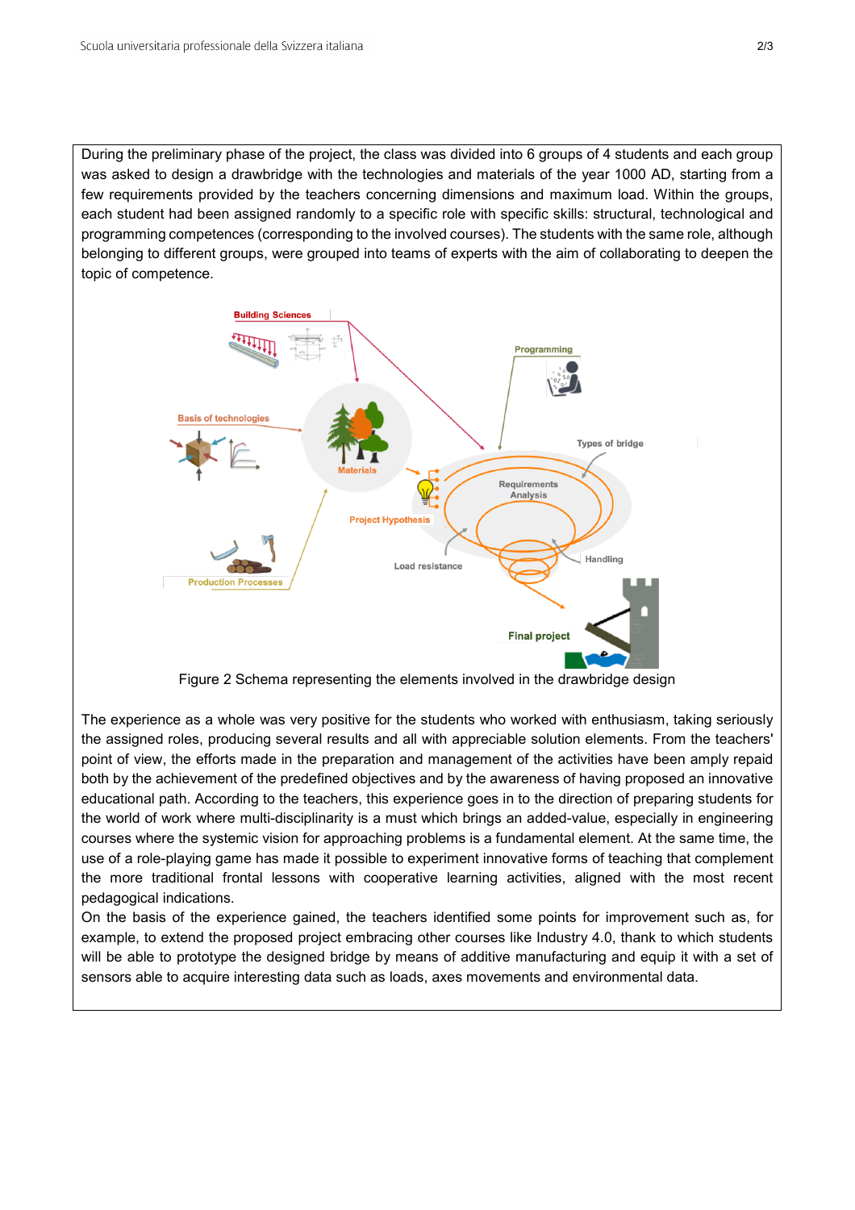During the preliminary phase of the project, the class was divided into 6 groups of 4 students and each group was asked to design a drawbridge with the technologies and materials of the year 1000 AD, starting from a few requirements provided by the teachers concerning dimensions and maximum load. Within the groups, each student had been assigned randomly to a specific role with specific skills: structural, technological and programming competences (corresponding to the involved courses). The students with the same role, although belonging to different groups, were grouped into teams of experts with the aim of collaborating to deepen the topic of competence.

Figure 2 Schema representing the elements involved in the drawbridge design

The experience as a whole was very positive for the students who worked with enthusiasm, taking seriously the assigned roles, producing several results and all with appreciable solution elements. From the teachers' point of view, the efforts made in the preparation and management of the activities have been amply repaid both by the achievement of the predefined objectives and by the awareness of having proposed an innovative educational path. According to the teachers, this experience goes in to the direction of preparing students for the world of work where multi-disciplinarity is a must which brings an added-value, especially in engineering courses where the systemic vision for approaching problems is a fundamental element. At the same time, the use of a role-playing game has made it possible to experiment innovative forms of teaching that complement the more traditional frontal lessons with cooperative learning activities, aligned with the most recent pedagogical indications.

On the basis of the experience gained, the teachers identified some points for improvement such as, for example, to extend the proposed project embracing other courses like Industry 4.0, thank to which students will be able to prototype the designed bridge by means of additive manufacturing and equip it with a set of sensors able to acquire interesting data such as loads, axes movements and environmental data.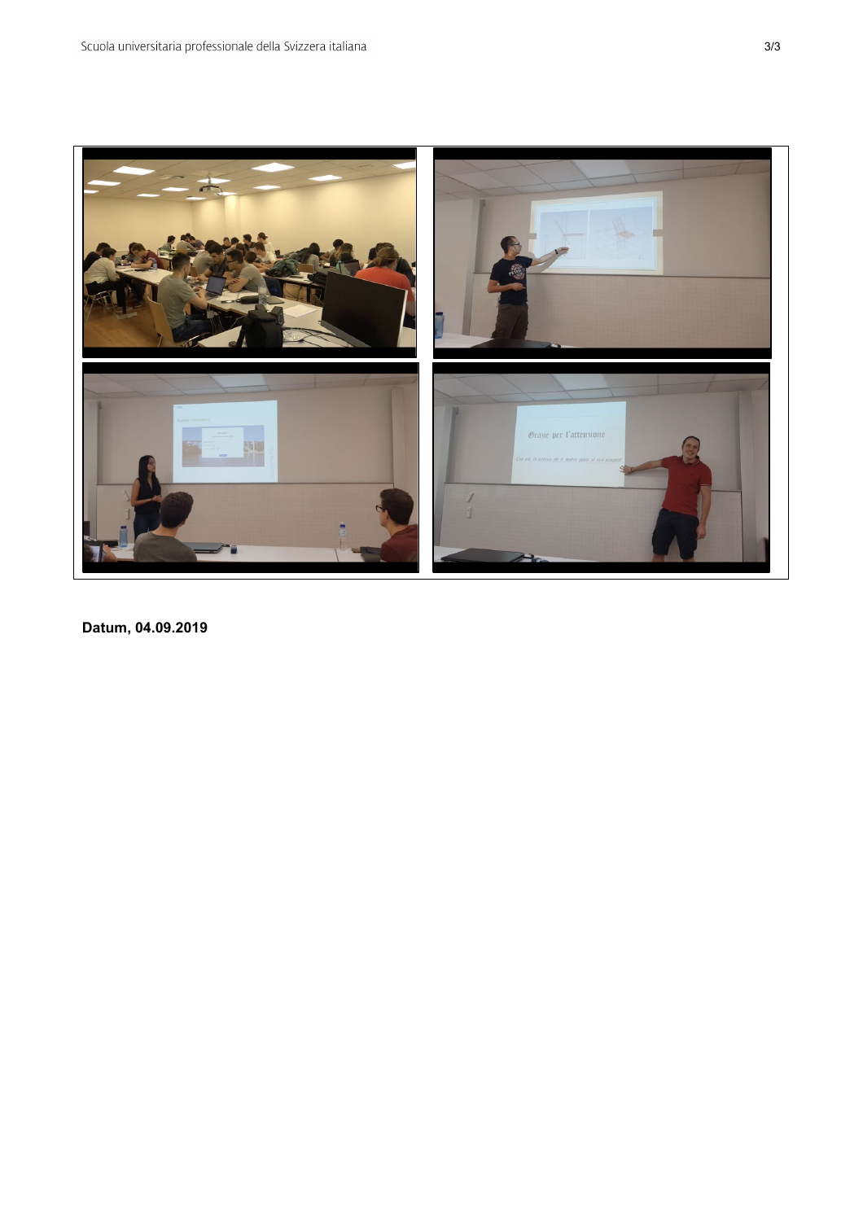**Datum, 04.09.2019**